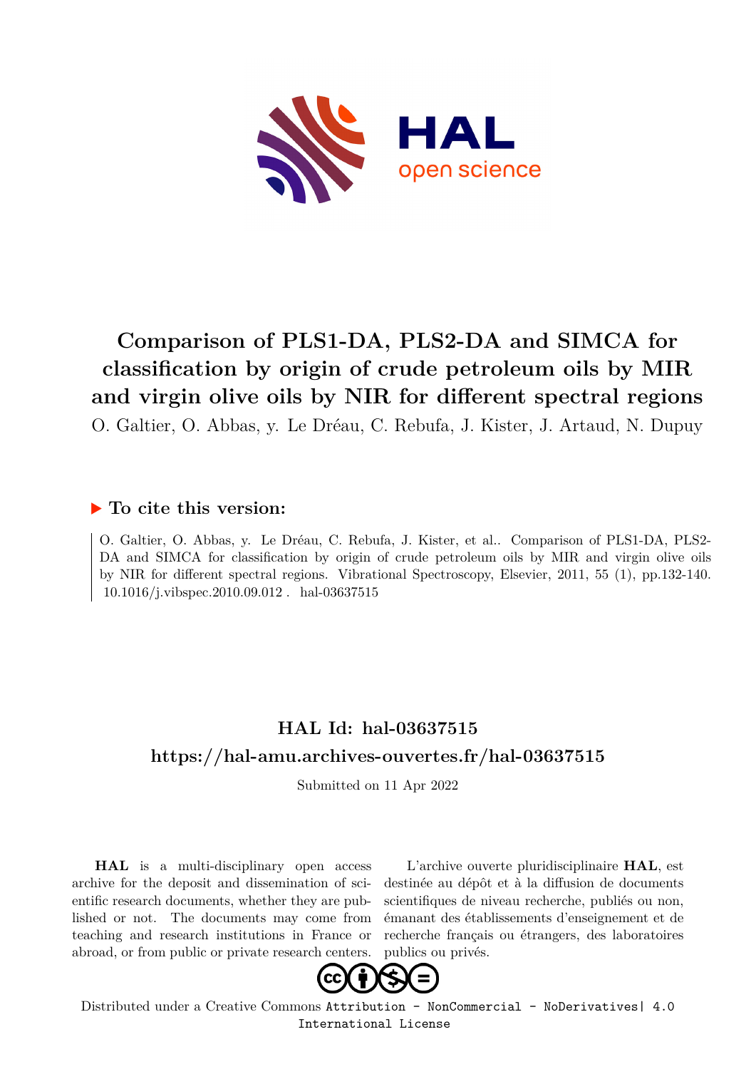# Comparison of PLS1-DA, PLS2-DA and SIMCA for classification by origin of crude petroleum oils by MIR and virgin olive oils by NIR for different spectral regions

O. Galtier, O. Abbas, y. Le Dréau, C. Rebufa, J. Kister, J. Artaud, N. Dupuy

## ▶ To cite this version:

O. Galtier, O. Abbas, y. Le Dréau, C. Rebufa, J. Kister, et al.. Comparison of PLS1-DA, PLS2-DA and SIMCA for classification by origin of crude petroleum oils by MIR and virgin olive oils by NIR for different spectral regions. Vibrational Spectroscopy, Elsevier, 2011, 55 (1), pp.132-140. 10.1016/j.vibspec.2010.09.012 . hal-03637515

## HAL Id: hal-03637515
## https://hal-amu.archives-ouvertes.fr/hal-03637515

Submitted on 11 Apr 2022

**HAL** is a multi-disciplinary open access archive for the deposit and dissemination of scientific research documents, whether they are published or not. The documents may come from teaching and research institutions in France or abroad, or from public or private research centers.

L'archive ouverte pluridisciplinaire **HAL**, est destinée au dépôt et à la diffusion de documents scientifiques de niveau recherche, publiés ou non, émanant des établissements d'enseignement et de recherche français ou étrangers, des laboratoires publics ou privés.

Distributed under a Creative Commons Attribution - NonCommercial - NoDerivatives| 4.0 International License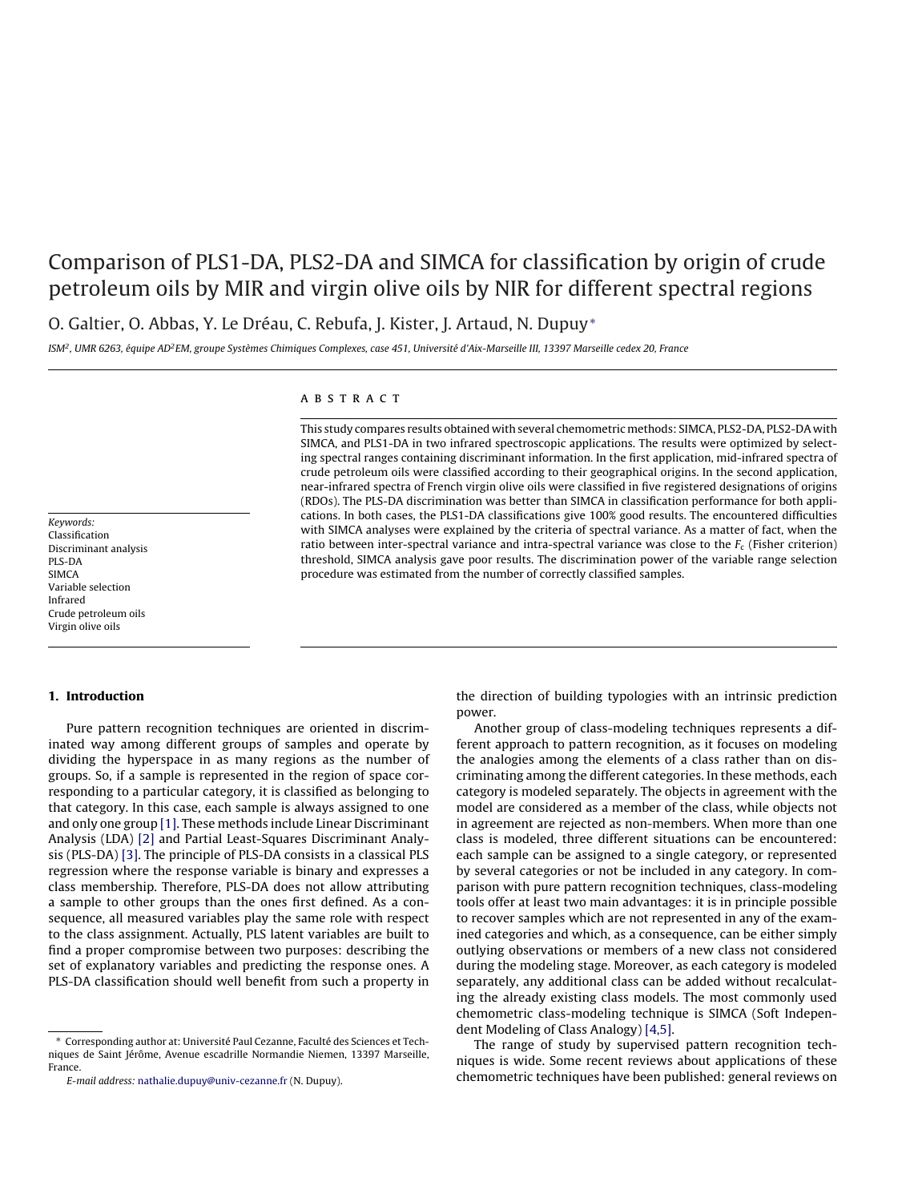# Comparison of PLS1-DA, PLS2-DA and SIMCA for classification by origin of crude petroleum oils by MIR and virgin olive oils by NIR for different spectral regions

O. Galtier, O. Abbas, Y. Le Dréau, C. Rebufa, J. Kister, J. Artaud, N. Dupuy*

*ISM², UMR 6263, équipe AD²EM, groupe Systèmes Chimiques Complexes, case 451, Université d'Aix-Marseille III, 13397 Marseille cedex 20, France*

## ABSTRACT

This study compares results obtained with several chemometric methods: SIMCA, PLS2-DA, PLS2-DA with SIMCA, and PLS1-DA in two infrared spectroscopic applications. The results were optimized by selecting spectral ranges containing discriminant information. In the first application, mid-infrared spectra of crude petroleum oils were classified according to their geographical origins. In the second application, near-infrared spectra of French virgin olive oils were classified in five registered designations of origins (RDOs). The PLS-DA discrimination was better than SIMCA in classification performance for both applications. In both cases, the PLS1-DA classifications give 100% good results. The encountered difficulties with SIMCA analyses were explained by the criteria of spectral variance. As a matter of fact, when the ratio between inter-spectral variance and intra-spectral variance was close to the $F_c$ (Fisher criterion) threshold, SIMCA analysis gave poor results. The discrimination power of the variable range selection procedure was estimated from the number of correctly classified samples.

*Keywords:*
Classification
Discriminant analysis
PLS-DA
SIMCA
Variable selection
Infrared
Crude petroleum oils
Virgin olive oils

## 1. Introduction

Pure pattern recognition techniques are oriented in discriminated way among different groups of samples and operate by dividing the hyperspace in as many regions as the number of groups. So, if a sample is represented in the region of space corresponding to a particular category, it is classified as belonging to that category. In this case, each sample is always assigned to one and only one group [1]. These methods include Linear Discriminant Analysis (LDA) [2] and Partial Least-Squares Discriminant Analysis (PLS-DA) [3]. The principle of PLS-DA consists in a classical PLS regression where the response variable is binary and expresses a class membership. Therefore, PLS-DA does not allow attributing a sample to other groups than the ones first defined. As a consequence, all measured variables play the same role with respect to the class assignment. Actually, PLS latent variables are built to find a proper compromise between two purposes: describing the set of explanatory variables and predicting the response ones. A PLS-DA classification should well benefit from such a property in the direction of building typologies with an intrinsic prediction power.

Another group of class-modeling techniques represents a different approach to pattern recognition, as it focuses on modeling the analogies among the elements of a class rather than on discriminating among the different categories. In these methods, each category is modeled separately. The objects in agreement with the model are considered as a member of the class, while objects not in agreement are rejected as non-members. When more than one class is modeled, three different situations can be encountered: each sample can be assigned to a single category, or represented by several categories or not be included in any category. In comparison with pure pattern recognition techniques, class-modeling tools offer at least two main advantages: it is in principle possible to recover samples which are not represented in any of the examined categories and which, as a consequence, can be either simply outlying observations or members of a new class not considered during the modeling stage. Moreover, as each category is modeled separately, any additional class can be added without recalculating the already existing class models. The most commonly used chemometric class-modeling technique is SIMCA (Soft Independent Modeling of Class Analogy) [4,5].

The range of study by supervised pattern recognition techniques is wide. Some recent reviews about applications of these chemometric techniques have been published: general reviews on

* Corresponding author at: Université Paul Cezanne, Faculté des Sciences et Techniques de Saint Jérôme, Avenue escadrille Normandie Niemen, 13397 Marseille, France.

*E-mail address:* nathalie.dupuy@univ-cezanne.fr (N. Dupuy).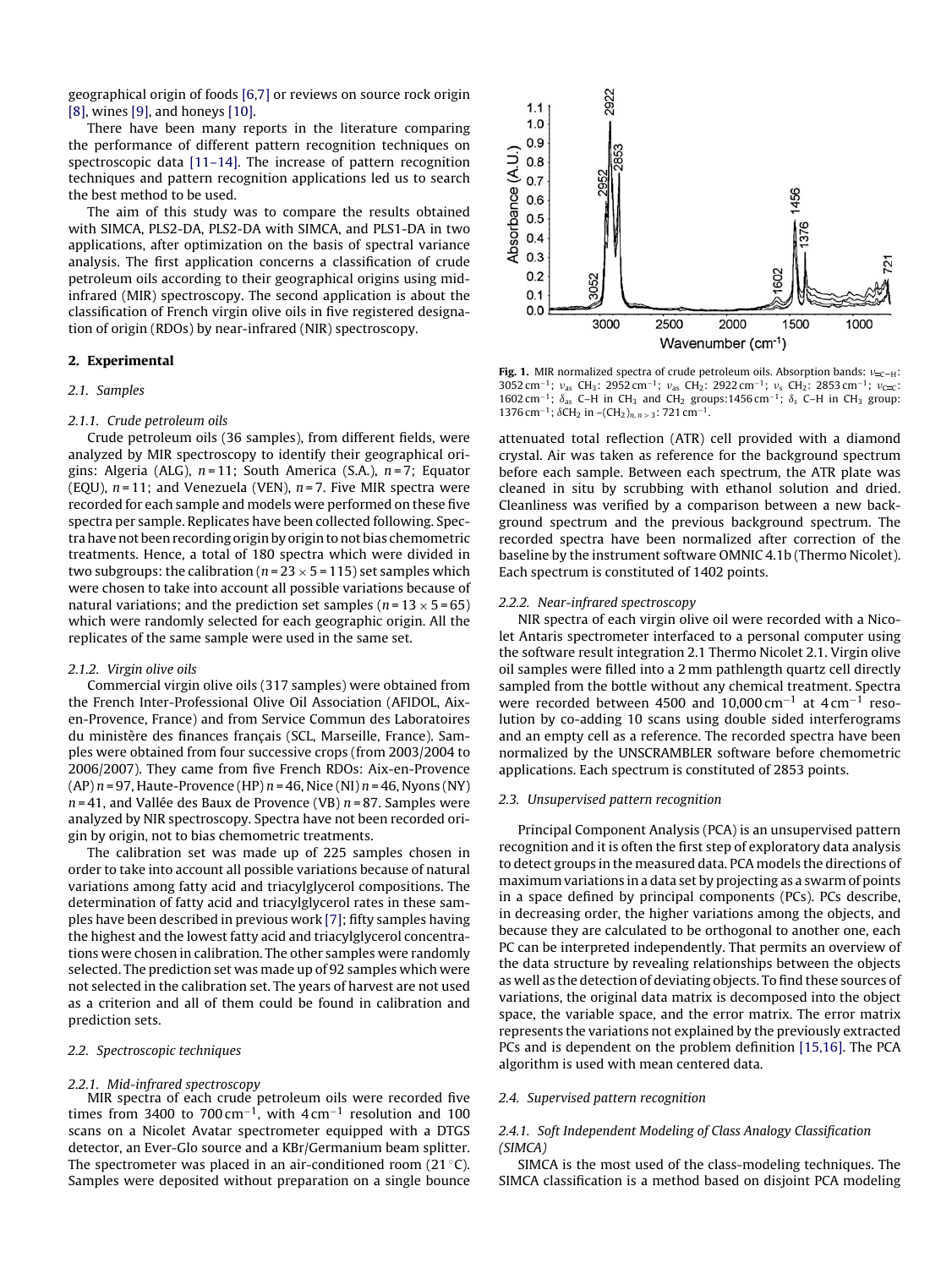geographical origin of foods [6,7] or reviews on source rock origin [8], wines [9], and honeys [10].

There have been many reports in the literature comparing the performance of different pattern recognition techniques on spectroscopic data [11–14]. The increase of pattern recognition techniques and pattern recognition applications led us to search the best method to be used.

The aim of this study was to compare the results obtained with SIMCA, PLS2-DA, PLS2-DA with SIMCA, and PLS1-DA in two applications, after optimization on the basis of spectral variance analysis. The first application concerns a classification of crude petroleum oils according to their geographical origins using mid-infrared (MIR) spectroscopy. The second application is about the classification of French virgin olive oils in five registered designation of origin (RDOs) by near-infrared (NIR) spectroscopy.

## 2. Experimental

### 2.1. Samples

#### 2.1.1. Crude petroleum oils

Crude petroleum oils (36 samples), from different fields, were analyzed by MIR spectroscopy to identify their geographical origins: Algeria (ALG), $n = 11$; South America (S.A.), $n = 7$; Equator (EQU), $n = 11$; and Venezuela (VEN), $n = 7$. Five MIR spectra were recorded for each sample and models were performed on these five spectra per sample. Replicates have been collected following. Spectra have not been recording origin by origin to not bias chemometric treatments. Hence, a total of 180 spectra which were divided in two subgroups: the calibration ($n = 23 \times 5 = 115$) set samples which were chosen to take into account all possible variations because of natural variations; and the prediction set samples ($n = 13 \times 5 = 65$) which were randomly selected for each geographic origin. All the replicates of the same sample were used in the same set.

#### 2.1.2. Virgin olive oils

Commercial virgin olive oils (317 samples) were obtained from the French Inter-Professional Olive Oil Association (AFIDOL, Aix-en-Provence, France) and from Service Commun des Laboratoires du ministère des finances français (SCL, Marseille, France). Samples were obtained from four successive crops (from 2003/2004 to 2006/2007). They came from five French RDOs: Aix-en-Provence (AP) $n = 97$, Haute-Provence (HP) $n = 46$, Nice (NI) $n = 46$, Nyons (NY) $n = 41$, and Vallée des Baux de Provence (VB) $n = 87$. Samples were analyzed by NIR spectroscopy. Spectra have not been recorded origin by origin, not to bias chemometric treatments.

The calibration set was made up of 225 samples chosen in order to take into account all possible variations because of natural variations among fatty acid and triacylglycerol compositions. The determination of fatty acid and triacylglycerol rates in these samples have been described in previous work [7]; fifty samples having the highest and the lowest fatty acid and triacylglycerol concentrations were chosen in calibration. The other samples were randomly selected. The prediction set was made up of 92 samples which were not selected in the calibration set. The years of harvest are not used as a criterion and all of them could be found in calibration and prediction sets.

### 2.2. Spectroscopic techniques

#### 2.2.1. Mid-infrared spectroscopy

MIR spectra of each crude petroleum oils were recorded five times from 3400 to 700 cm$^{-1}$, with 4 cm$^{-1}$ resolution and 100 scans on a Nicolet Avatar spectrometer equipped with a DTGS detector, an Ever-Glo source and a KBr/Germanium beam splitter. The spectrometer was placed in an air-conditioned room (21 °C). Samples were deposited without preparation on a single bounce attenuated total reflection (ATR) cell provided with a diamond crystal. Air was taken as reference for the background spectrum before each sample. Between each spectrum, the ATR plate was cleaned in situ by scrubbing with ethanol solution and dried. Cleanliness was verified by a comparison between a new background spectrum and the previous background spectrum. The recorded spectra have been normalized after correction of the baseline by the instrument software OMNIC 4.1b (Thermo Nicolet). Each spectrum is constituted of 1402 points.

**Fig. 1.** MIR normalized spectra of crude petroleum oils. Absorption bands: $\nu_{=C-H}$: 3052 cm$^{-1}$; $\nu_{as}$ $CH_3$: 2952 cm$^{-1}$; $\nu_{as}$ $CH_2$: 2922 cm$^{-1}$; $\nu_s$ $CH_2$: 2853 cm$^{-1}$; $\nu_{C=C}$: 1602 cm$^{-1}$; $\delta_{as}$ C–H in $CH_3$ and $CH_2$ groups: 1456 cm$^{-1}$; $\delta_s$ C–H in $CH_3$ group: 1376 cm$^{-1}$; $\delta CH_2$ in $-(CH_2)_{n,\, n>3}$: 721 cm$^{-1}$.

#### 2.2.2. Near-infrared spectroscopy

NIR spectra of each virgin olive oil were recorded with a Nicolet Antaris spectrometer interfaced to a personal computer using the software result integration 2.1 Thermo Nicolet 2.1. Virgin olive oil samples were filled into a 2 mm pathlength quartz cell directly sampled from the bottle without any chemical treatment. Spectra were recorded between 4500 and 10,000 cm$^{-1}$ at 4 cm$^{-1}$ resolution by co-adding 10 scans using double sided interferograms and an empty cell as a reference. The recorded spectra have been normalized by the UNSCRAMBLER software before chemometric applications. Each spectrum is constituted of 2853 points.

### 2.3. Unsupervised pattern recognition

Principal Component Analysis (PCA) is an unsupervised pattern recognition and it is often the first step of exploratory data analysis to detect groups in the measured data. PCA models the directions of maximum variations in a data set by projecting as a swarm of points in a space defined by principal components (PCs). PCs describe, in decreasing order, the higher variations among the objects, and because they are calculated to be orthogonal to another one, each PC can be interpreted independently. That permits an overview of the data structure by revealing relationships between the objects as well as the detection of deviating objects. To find these sources of variations, the original data matrix is decomposed into the object space, the variable space, and the error matrix. The error matrix represents the variations not explained by the previously extracted PCs and is dependent on the problem definition [15,16]. The PCA algorithm is used with mean centered data.

### 2.4. Supervised pattern recognition

#### 2.4.1. Soft Independent Modeling of Class Analogy Classification (SIMCA)

SIMCA is the most used of the class-modeling techniques. The SIMCA classification is a method based on disjoint PCA modeling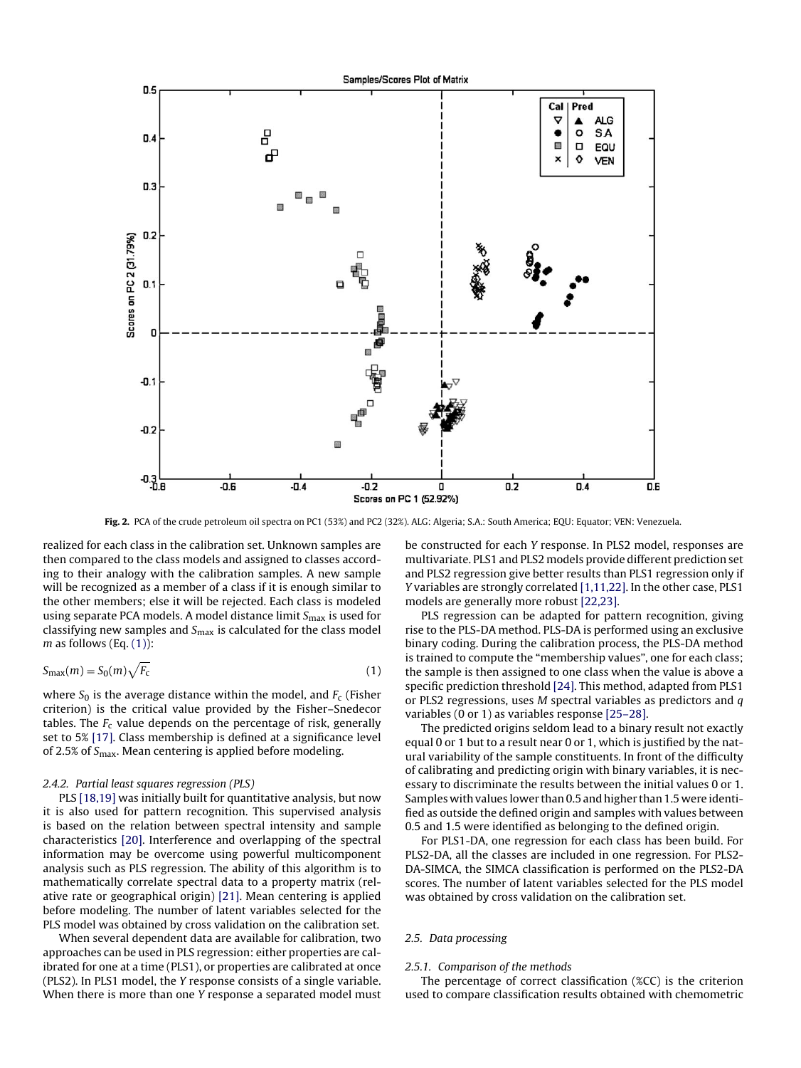Fig. 2. PCA of the crude petroleum oil spectra on PC1 (53%) and PC2 (32%). ALG: Algeria; S.A.: South America; EQU: Equator; VEN: Venezuela.

realized for each class in the calibration set. Unknown samples are then compared to the class models and assigned to classes according to their analogy with the calibration samples. A new sample will be recognized as a member of a class if it is enough similar to the other members; else it will be rejected. Each class is modeled using separate PCA models. A model distance limit $S_{max}$ is used for classifying new samples and $S_{max}$ is calculated for the class model $m$ as follows (Eq. (1)):

$$S_{max}(m) = S_0(m)\sqrt{F_c} \quad (1)$$

where $S_0$ is the average distance within the model, and $F_c$ (Fisher criterion) is the critical value provided by the Fisher–Snedecor tables. The $F_c$ value depends on the percentage of risk, generally set to 5% [17]. Class membership is defined at a significance level of 2.5% of $S_{max}$. Mean centering is applied before modeling.

#### 2.4.2. Partial least squares regression (PLS)

PLS [18,19] was initially built for quantitative analysis, but now it is also used for pattern recognition. This supervised analysis is based on the relation between spectral intensity and sample characteristics [20]. Interference and overlapping of the spectral information may be overcome using powerful multicomponent analysis such as PLS regression. The ability of this algorithm is to mathematically correlate spectral data to a property matrix (relative rate or geographical origin) [21]. Mean centering is applied before modeling. The number of latent variables selected for the PLS model was obtained by cross validation on the calibration set.

When several dependent data are available for calibration, two approaches can be used in PLS regression: either properties are calibrated for one at a time (PLS1), or properties are calibrated at once (PLS2). In PLS1 model, the $Y$ response consists of a single variable. When there is more than one $Y$ response a separated model must be constructed for each $Y$ response. In PLS2 model, responses are multivariate. PLS1 and PLS2 models provide different prediction set and PLS2 regression give better results than PLS1 regression only if $Y$ variables are strongly correlated [1,11,22]. In the other case, PLS1 models are generally more robust [22,23].

PLS regression can be adapted for pattern recognition, giving rise to the PLS-DA method. PLS-DA is performed using an exclusive binary coding. During the calibration process, the PLS-DA method is trained to compute the "membership values", one for each class; the sample is then assigned to one class when the value is above a specific prediction threshold [24]. This method, adapted from PLS1 or PLS2 regressions, uses $M$ spectral variables as predictors and $q$ variables (0 or 1) as variables response [25–28].

The predicted origins seldom lead to a binary result not exactly equal 0 or 1 but to a result near 0 or 1, which is justified by the natural variability of the sample constituents. In front of the difficulty of calibrating and predicting origin with binary variables, it is necessary to discriminate the results between the initial values 0 or 1. Samples with values lower than 0.5 and higher than 1.5 were identified as outside the defined origin and samples with values between 0.5 and 1.5 were identified as belonging to the defined origin.

For PLS1-DA, one regression for each class has been build. For PLS2-DA, all the classes are included in one regression. For PLS2-DA-SIMCA, the SIMCA classification is performed on the PLS2-DA scores. The number of latent variables selected for the PLS model was obtained by cross validation on the calibration set.

### 2.5. Data processing

#### 2.5.1. Comparison of the methods

The percentage of correct classification (%CC) is the criterion used to compare classification results obtained with chemometric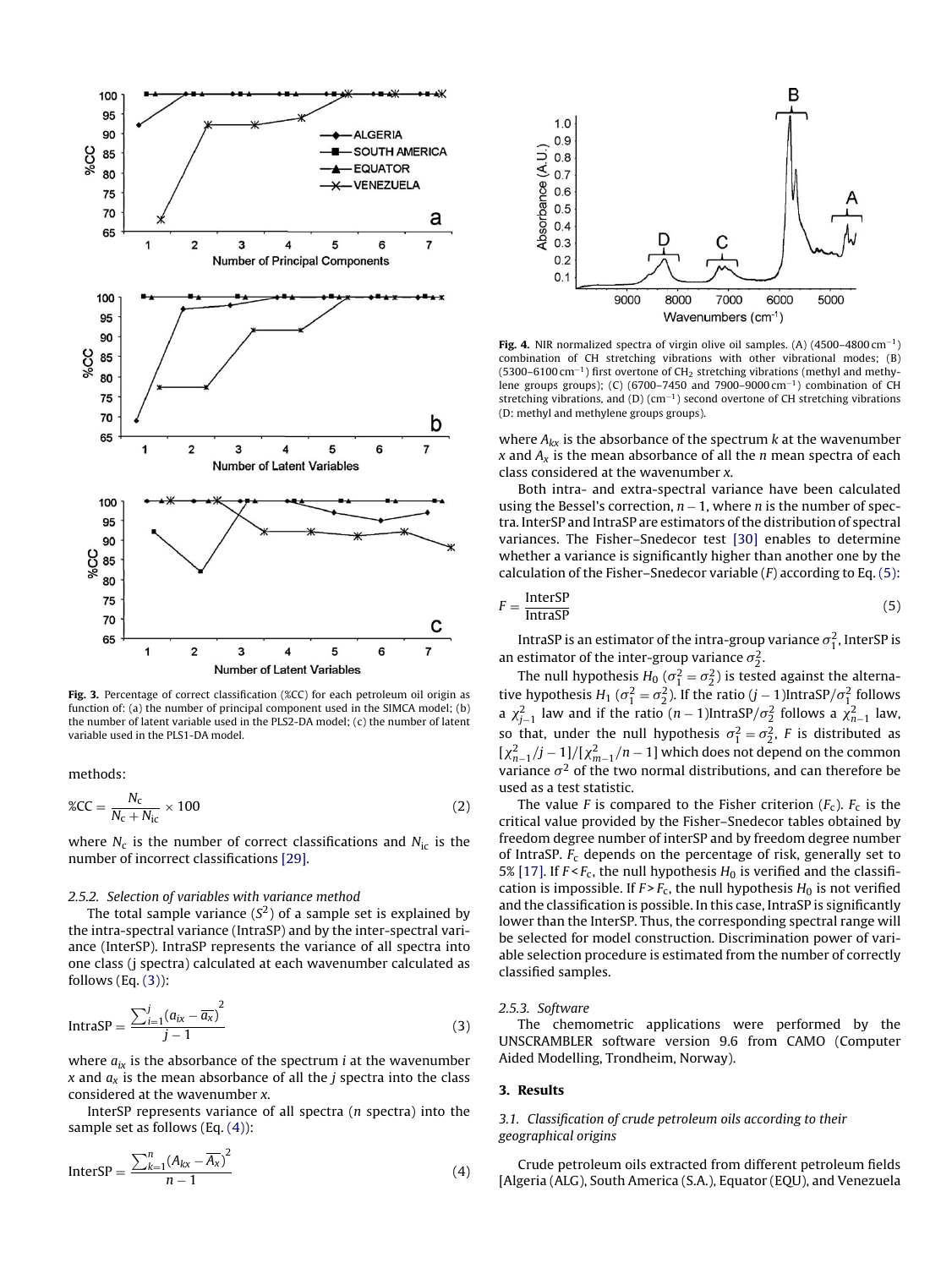Fig. 3. Percentage of correct classification (%CC) for each petroleum oil origin as function of: (a) the number of principal component used in the SIMCA model; (b) the number of latent variable used in the PLS2-DA model; (c) the number of latent variable used in the PLS1-DA model.

methods:

$$\%CC = \frac{N_c}{N_c + N_{ic}} \times 100 \tag{2}$$

where $N_c$ is the number of correct classifications and $N_{ic}$ is the number of incorrect classifications [29].

### 2.5.2. Selection of variables with variance method

The total sample variance ($S^2$) of a sample set is explained by the intra-spectral variance (IntraSP) and by the inter-spectral variance (InterSP). IntraSP represents the variance of all spectra into one class (j spectra) calculated at each wavenumber calculated as follows (Eq. (3)):

$$\text{IntraSP} = \frac{\sum_{i=1}^{j}(a_{ix} - \overline{a_x})^2}{j-1} \tag{3}$$

where $a_{ix}$ is the absorbance of the spectrum $i$ at the wavenumber $x$ and $a_x$ is the mean absorbance of all the $j$ spectra into the class considered at the wavenumber $x$.

InterSP represents variance of all spectra ($n$ spectra) into the sample set as follows (Eq. (4)):

$$\text{InterSP} = \frac{\sum_{k=1}^{n}(A_{kx} - \overline{A_x})^2}{n-1} \tag{4}$$

Fig. 4. NIR normalized spectra of virgin olive oil samples. (A) (4500–4800 $\text{cm}^{-1}$) combination of CH stretching vibrations with other vibrational modes; (B) (5300–6100 $\text{cm}^{-1}$) first overtone of $CH_2$ stretching vibrations (methyl and methylene groups groups); (C) (6700–7450 and 7900–9000 $\text{cm}^{-1}$) combination of CH stretching vibrations, and (D) ($\text{cm}^{-1}$) second overtone of CH stretching vibrations (D: methyl and methylene groups groups).

where $A_{kx}$ is the absorbance of the spectrum $k$ at the wavenumber $x$ and $A_x$ is the mean absorbance of all the $n$ mean spectra of each class considered at the wavenumber $x$.

Both intra- and extra-spectral variance have been calculated using the Bessel's correction, $n-1$, where $n$ is the number of spectra. InterSP and IntraSP are estimators of the distribution of spectral variances. The Fisher–Snedecor test [30] enables to determine whether a variance is significantly higher than another one by the calculation of the Fisher–Snedecor variable ($F$) according to Eq. (5):

$$F = \frac{\text{InterSP}}{\text{IntraSP}} \tag{5}$$

IntraSP is an estimator of the intra-group variance $\sigma_1^2$, InterSP is an estimator of the inter-group variance $\sigma_2^2$.

The null hypothesis $H_0$ ($\sigma_1^2 = \sigma_2^2$) is tested against the alternative hypothesis $H_1$ ($\sigma_1^2 = \sigma_2^2$). If the ratio $(j-1)\text{IntraSP}/\sigma_1^2$ follows a $\chi_{j-1}^2$ law and if the ratio $(n-1)\text{IntraSP}/\sigma_2^2$ follows a $\chi_{n-1}^2$ law, so that, under the null hypothesis $\sigma_1^2 = \sigma_2^2$, $F$ is distributed as $[\chi_{n-1}^2/j-1]/[\chi_{m-1}^2/n-1]$ which does not depend on the common variance $\sigma^2$ of the two normal distributions, and can therefore be used as a test statistic.

The value $F$ is compared to the Fisher criterion ($F_c$). $F_c$ is the critical value provided by the Fisher–Snedecor tables obtained by freedom degree number of interSP and by freedom degree number of IntraSP. $F_c$ depends on the percentage of risk, generally set to 5% [17]. If $F < F_c$, the null hypothesis $H_0$ is verified and the classification is impossible. If $F > F_c$, the null hypothesis $H_0$ is not verified and the classification is possible. In this case, IntraSP is significantly lower than the InterSP. Thus, the corresponding spectral range will be selected for model construction. Discrimination power of variable selection procedure is estimated from the number of correctly classified samples.

### 2.5.3. Software

The chemometric applications were performed by the UNSCRAMBLER software version 9.6 from CAMO (Computer Aided Modelling, Trondheim, Norway).

## 3. Results

### 3.1. Classification of crude petroleum oils according to their geographical origins

Crude petroleum oils extracted from different petroleum fields [Algeria (ALG), South America (S.A.), Equator (EQU), and Venezuela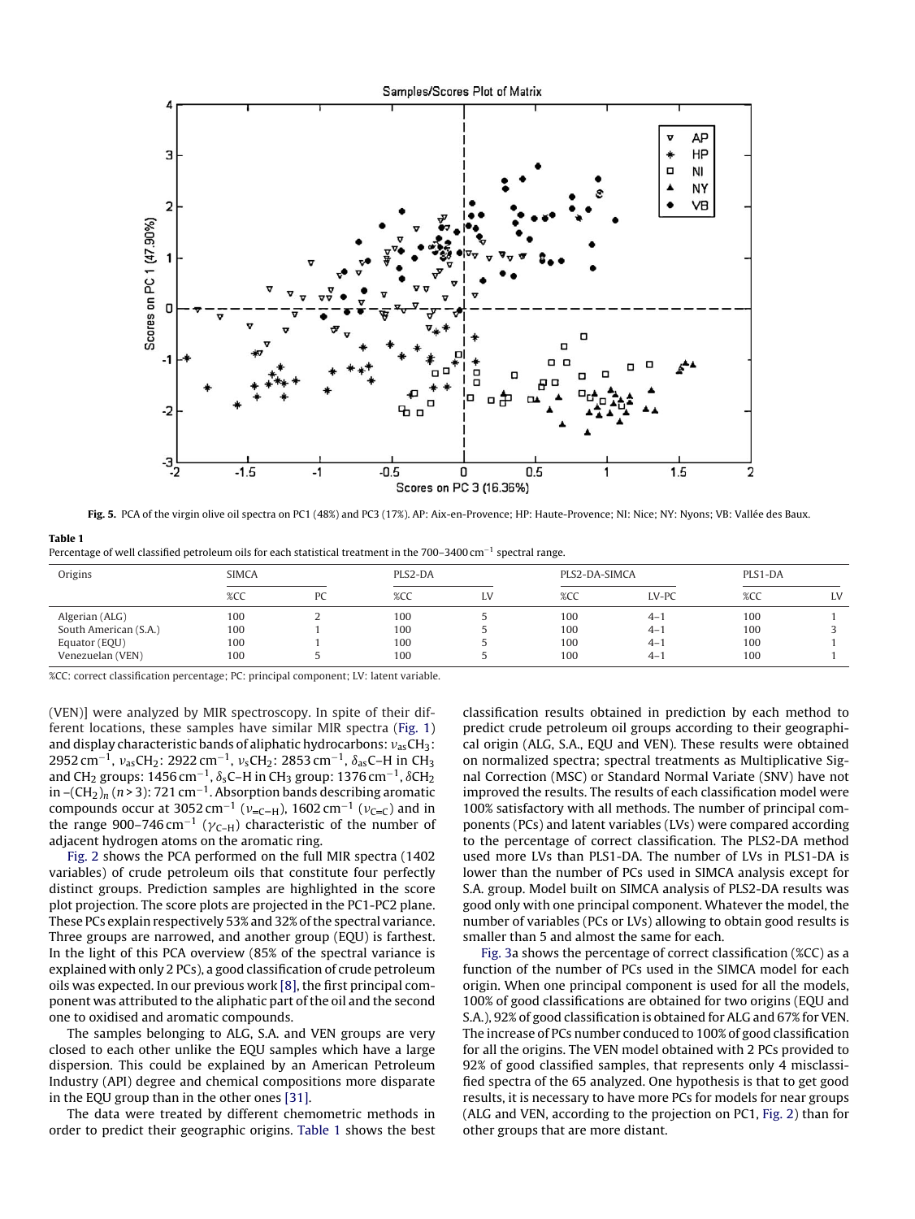Fig. 5. PCA of the virgin olive oil spectra on PC1 (48%) and PC3 (17%). AP: Aix-en-Provence; HP: Haute-Provence; NI: Nice; NY: Nyons; VB: Vallée des Baux.

**Table 1**
Percentage of well classified petroleum oils for each statistical treatment in the 700–3400 cm$^{-1}$ spectral range.

| Origins | SIMCA | | PLS2-DA | | PLS2-DA-SIMCA | | PLS1-DA | |
|---|---|---|---|---|---|---|---|---|
| | %CC | PC | %CC | LV | %CC | LV–PC | %CC | LV |
| Algerian (ALG) | 100 | 2 | 100 | 5 | 100 | 4–1 | 100 | 1 |
| South American (S.A.) | 100 | 1 | 100 | 5 | 100 | 4–1 | 100 | 3 |
| Equator (EQU) | 100 | 1 | 100 | 5 | 100 | 4–1 | 100 | 1 |
| Venezuelan (VEN) | 100 | 5 | 100 | 5 | 100 | 4–1 | 100 | 1 |

%CC: correct classification percentage; PC: principal component; LV: latent variable.

(VEN)] were analyzed by MIR spectroscopy. In spite of their different locations, these samples have similar MIR spectra (Fig. 1) and display characteristic bands of aliphatic hydrocarbons: $\nu_{as}CH_3$: 2952 cm$^{-1}$, $\nu_{as}CH_2$: 2922 cm$^{-1}$, $\nu_sCH_2$: 2853 cm$^{-1}$, $\delta_{as}$C–H in $CH_3$ and $CH_2$ groups: 1456 cm$^{-1}$, $\delta_s$C–H in $CH_3$ group: 1376 cm$^{-1}$, $\delta CH_2$ in –$(CH_2)_n$ ($n > 3$): 721 cm$^{-1}$. Absorption bands describing aromatic compounds occur at 3052 cm$^{-1}$ ($\nu_{=C-H}$), 1602 cm$^{-1}$ ($\nu_{C=C}$) and in the range 900–746 cm$^{-1}$ ($\gamma_{C-H}$) characteristic of the number of adjacent hydrogen atoms on the aromatic ring.

Fig. 2 shows the PCA performed on the full MIR spectra (1402 variables) of crude petroleum oils that constitute four perfectly distinct groups. Prediction samples are highlighted in the score plot projection. The score plots are projected in the PC1-PC2 plane. These PCs explain respectively 53% and 32% of the spectral variance. Three groups are narrowed, and another group (EQU) is farthest. In the light of this PCA overview (85% of the spectral variance is explained with only 2 PCs), a good classification of crude petroleum oils was expected. In our previous work [8], the first principal component was attributed to the aliphatic part of the oil and the second one to oxidised and aromatic compounds.

The samples belonging to ALG, S.A. and VEN groups are very closed to each other unlike the EQU samples which have a large dispersion. This could be explained by an American Petroleum Industry (API) degree and chemical compositions more disparate in the EQU group than in the other ones [31].

The data were treated by different chemometric methods in order to predict their geographic origins. Table 1 shows the best classification results obtained in prediction by each method to predict crude petroleum oil groups according to their geographical origin (ALG, S.A., EQU and VEN). These results were obtained on normalized spectra; spectral treatments as Multiplicative Signal Correction (MSC) or Standard Normal Variate (SNV) have not improved the results. The results of each classification model were 100% satisfactory with all methods. The number of principal components (PCs) and latent variables (LVs) were compared according to the percentage of correct classification. The PLS2-DA method used more LVs than PLS1-DA. The number of LVs in PLS1-DA is lower than the number of PCs used in SIMCA analysis except for S.A. group. Model built on SIMCA analysis of PLS2-DA results was good only with one principal component. Whatever the model, the number of variables (PCs or LVs) allowing to obtain good results is smaller than 5 and almost the same for each.

Fig. 3a shows the percentage of correct classification (%CC) as a function of the number of PCs used in the SIMCA model for each origin. When one principal component is used for all the models, 100% of good classifications are obtained for two origins (EQU and S.A.), 92% of good classification is obtained for ALG and 67% for VEN. The increase of PCs number conduced to 100% of good classification for all the origins. The VEN model obtained with 2 PCs provided to 92% of good classified samples, that represents only 4 misclassified spectra of the 65 analyzed. One hypothesis is that to get good results, it is necessary to have more PCs for models for near groups (ALG and VEN, according to the projection on PC1, Fig. 2) than for other groups that are more distant.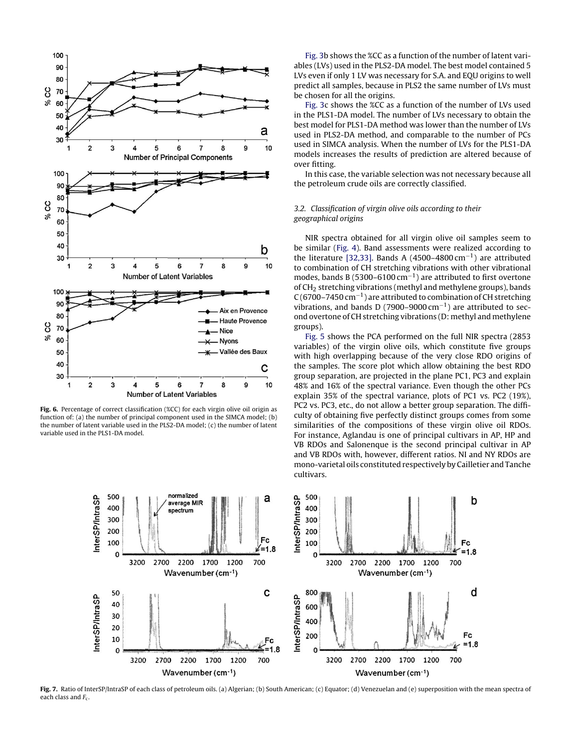Fig. 6. Percentage of correct classification (%CC) for each virgin olive oil origin as function of: (a) the number of principal component used in the SIMCA model; (b) the number of latent variable used in the PLS2-DA model; (c) the number of latent variable used in the PLS1-DA model.

Fig. 3b shows the %CC as a function of the number of latent variables (LVs) used in the PLS2-DA model. The best model contained 5 LVs even if only 1 LV was necessary for S.A. and EQU origins to well predict all samples, because in PLS2 the same number of LVs must be chosen for all the origins.

Fig. 3c shows the %CC as a function of the number of LVs used in the PLS1-DA model. The number of LVs necessary to obtain the best model for PLS1-DA method was lower than the number of LVs used in PLS2-DA method, and comparable to the number of PCs used in SIMCA analysis. When the number of LVs for the PLS1-DA models increases the results of prediction are altered because of over fitting.

In this case, the variable selection was not necessary because all the petroleum crude oils are correctly classified.

### 3.2. Classification of virgin olive oils according to their geographical origins

NIR spectra obtained for all virgin olive oil samples seem to be similar (Fig. 4). Band assessments were realized according to the literature [32,33]. Bands A (4500–4800 $cm^{-1}$) are attributed to combination of CH stretching vibrations with other vibrational modes, bands B (5300–6100 $cm^{-1}$) are attributed to first overtone of $CH_2$ stretching vibrations (methyl and methylene groups), bands C (6700–7450 $cm^{-1}$) are attributed to combination of CH stretching vibrations, and bands D (7900–9000 $cm^{-1}$) are attributed to second overtone of CH stretching vibrations (D: methyl and methylene groups).

Fig. 5 shows the PCA performed on the full NIR spectra (2853 variables) of the virgin olive oils, which constitute five groups with high overlapping because of the very close RDO origins of the samples. The score plot which allow obtaining the best RDO group separation, are projected in the plane PC1, PC3 and explain 48% and 16% of the spectral variance. Even though the other PCs explain 35% of the spectral variance, plots of PC1 vs. PC2 (19%), PC2 vs. PC3, etc., do not allow a better group separation. The difficulty of obtaining five perfectly distinct groups comes from some similarities of the compositions of these virgin olive oil RDOs. For instance, Aglandau is one of principal cultivars in AP, HP and VB RDOs and Salonenque is the second principal cultivar in AP and VB RDOs with, however, different ratios. NI and NY RDOs are mono-varietal oils constituted respectively by Cailletier and Tanche cultivars.

Fig. 7. Ratio of InterSP/IntraSP of each class of petroleum oils. (a) Algerian; (b) South American; (c) Equator; (d) Venezuelan and (e) superposition with the mean spectra of each class and $F_c$.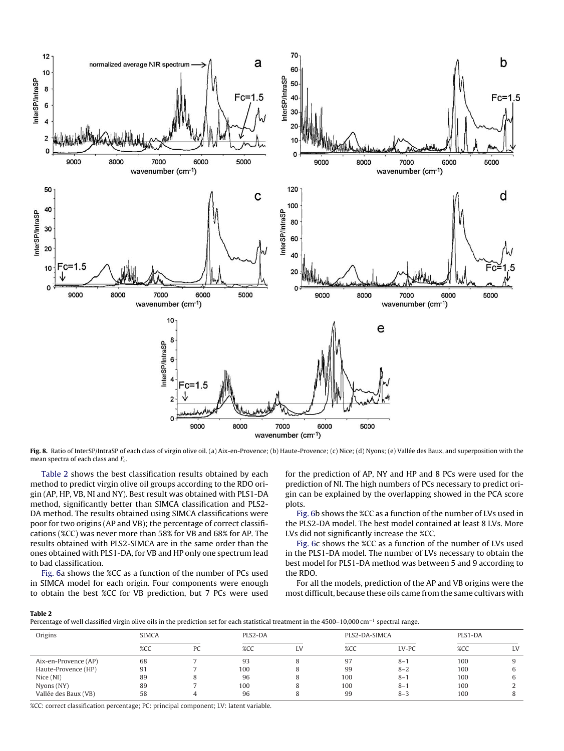**Fig. 8.** Ratio of InterSP/IntraSP of each class of virgin olive oil. (a) Aix-en-Provence; (b) Haute-Provence; (c) Nice; (d) Nyons; (e) Vallée des Baux, and superposition with the mean spectra of each class and $F_c$.

Table 2 shows the best classification results obtained by each method to predict virgin olive oil groups according to the RDO origin (AP, HP, VB, NI and NY). Best result was obtained with PLS1-DA method, significantly better than SIMCA classification and PLS2-DA method. The results obtained using SIMCA classifications were poor for two origins (AP and VB); the percentage of correct classifications (%CC) was never more than 58% for VB and 68% for AP. The results obtained with PLS2-SIMCA are in the same order than the ones obtained with PLS1-DA, for VB and HP only one spectrum lead to bad classification.

Fig. 6a shows the %CC as a function of the number of PCs used in SIMCA model for each origin. Four components were enough to obtain the best %CC for VB prediction, but 7 PCs were used for the prediction of AP, NY and HP and 8 PCs were used for the prediction of NI. The high numbers of PCs necessary to predict origin can be explained by the overlapping showed in the PCA score plots.

Fig. 6b shows the %CC as a function of the number of LVs used in the PLS2-DA model. The best model contained at least 8 LVs. More LVs did not significantly increase the %CC.

Fig. 6c shows the %CC as a function of the number of LVs used in the PLS1-DA model. The number of LVs necessary to obtain the best model for PLS1-DA method was between 5 and 9 according to the RDO.

For all the models, prediction of the AP and VB origins were the most difficult, because these oils came from the same cultivars with

**Table 2**
Percentage of well classified virgin olive oils in the prediction set for each statistical treatment in the 4500–10,000 cm$^{-1}$ spectral range.

| Origins | SIMCA | | PLS2-DA | | PLS2-DA-SIMCA | | PLS1-DA | |
|---|---|---|---|---|---|---|---|---|
| | %CC | PC | %CC | LV | %CC | LV–PC | %CC | LV |
| Aix-en-Provence (AP) | 68 | 7 | 93 | 8 | 97 | 8–1 | 100 | 9 |
| Haute-Provence (HP) | 91 | 7 | 100 | 8 | 99 | 8–2 | 100 | 6 |
| Nice (NI) | 89 | 8 | 96 | 8 | 100 | 8–1 | 100 | 6 |
| Nyons (NY) | 89 | 7 | 100 | 8 | 100 | 8–1 | 100 | 2 |
| Vallée des Baux (VB) | 58 | 4 | 96 | 8 | 99 | 8–3 | 100 | 8 |

%CC: correct classification percentage; PC: principal component; LV: latent variable.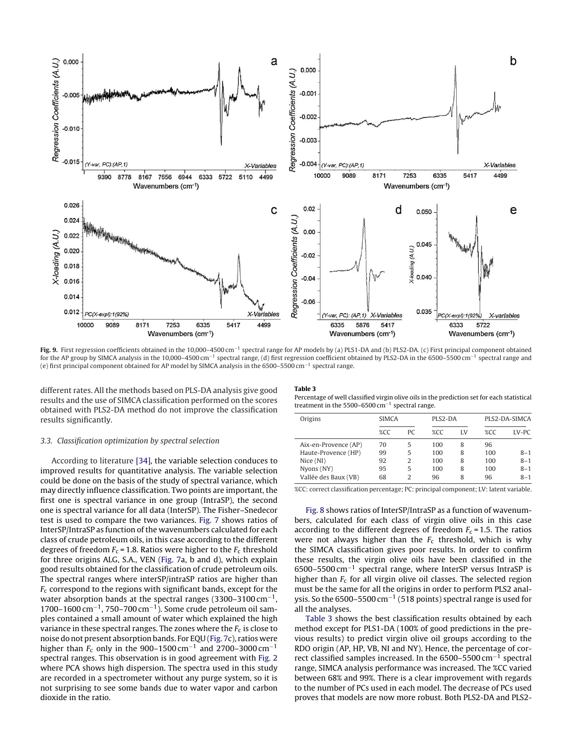Fig. 9. First regression coefficients obtained in the 10,000–4500 cm$^{-1}$ spectral range for AP models by (a) PLS1-DA and (b) PLS2-DA. (c) First principal component obtained for the AP group by SIMCA analysis in the 10,000–4500 cm$^{-1}$ spectral range, (d) first regression coefficient obtained by PLS2-DA in the 6500–5500 cm$^{-1}$ spectral range and (e) first principal component obtained for AP model by SIMCA analysis in the 6500–5500 cm$^{-1}$ spectral range.

different rates. All the methods based on PLS-DA analysis give good results and the use of SIMCA classification performed on the scores obtained with PLS2-DA method do not improve the classification results significantly.

### 3.3. Classification optimization by spectral selection

According to literature [34], the variable selection conduces to improved results for quantitative analysis. The variable selection could be done on the basis of the study of spectral variance, which may directly influence classification. Two points are important, the first one is spectral variance in one group (IntraSP), the second one is spectral variance for all data (InterSP). The Fisher–Snedecor test is used to compare the two variances. Fig. 7 shows ratios of InterSP/IntraSP as function of the wavenumbers calculated for each class of crude petroleum oils, in this case according to the different degrees of freedom $F_c = 1.8$. Ratios were higher to the $F_c$ threshold for three origins ALG, S.A., VEN (Fig. 7a, b and d), which explain good results obtained for the classification of crude petroleum oils. The spectral ranges where interSP/intraSP ratios are higher than $F_c$ correspond to the regions with significant bands, except for the water absorption bands at the spectral ranges (3300–3100 cm$^{-1}$, 1700–1600 cm$^{-1}$, 750–700 cm$^{-1}$). Some crude petroleum oil samples contained a small amount of water which explained the high variance in these spectral ranges. The zones where the $F_c$ is close to noise do not present absorption bands. For EQU (Fig. 7c), ratios were higher than $F_c$ only in the 900–1500 cm$^{-1}$ and 2700–3000 cm$^{-1}$ spectral ranges. This observation is in good agreement with Fig. 2 where PCA shows high dispersion. The spectra used in this study are recorded in a spectrometer without any purge system, so it is not surprising to see some bands due to water vapor and carbon dioxide in the ratio.

**Table 3**
Percentage of well classified virgin olive oils in the prediction set for each statistical treatment in the 5500–6500 cm$^{-1}$ spectral range.

| Origins | SIMCA | | PLS2-DA | | PLS2-DA-SIMCA | |
|---|---|---|---|---|---|---|
| | %CC | PC | %CC | LV | %CC | LV-PC |
| Aix-en-Provence (AP) | 70 | 5 | 100 | 8 | 96 | |
| Haute-Provence (HP) | 99 | 5 | 100 | 8 | 100 | 8–1 |
| Nice (NI) | 92 | 2 | 100 | 8 | 100 | 8–1 |
| Nyons (NY) | 95 | 5 | 100 | 8 | 100 | 8–1 |
| Vallée des Baux (VB) | 68 | 2 | 96 | 8 | 96 | 8–1 |

%CC: correct classification percentage; PC: principal component; LV: latent variable.

Fig. 8 shows ratios of InterSP/IntraSP as a function of wavenumbers, calculated for each class of virgin olive oils in this case according to the different degrees of freedom $F_c = 1.5$. The ratios were not always higher than the $F_c$ threshold, which is why the SIMCA classification gives poor results. In order to confirm these results, the virgin olive oils have been classified in the 6500–5500 cm$^{-1}$ spectral range, where InterSP versus IntraSP is higher than $F_c$ for all virgin olive oil classes. The selected region must be the same for all the origins in order to perform PLS2 analysis. So the 6500–5500 cm$^{-1}$ (518 points) spectral range is used for all the analyses.

Table 3 shows the best classification results obtained by each method except for PLS1-DA (100% of good predictions in the previous results) to predict virgin olive oil groups according to the RDO origin (AP, HP, VB, NI and NY). Hence, the percentage of correct classified samples increased. In the 6500–5500 cm$^{-1}$ spectral range, SIMCA analysis performance was increased. The %CC varied between 68% and 99%. There is a clear improvement with regards to the number of PCs used in each model. The decrease of PCs used proves that models are now more robust. Both PLS2-DA and PLS2-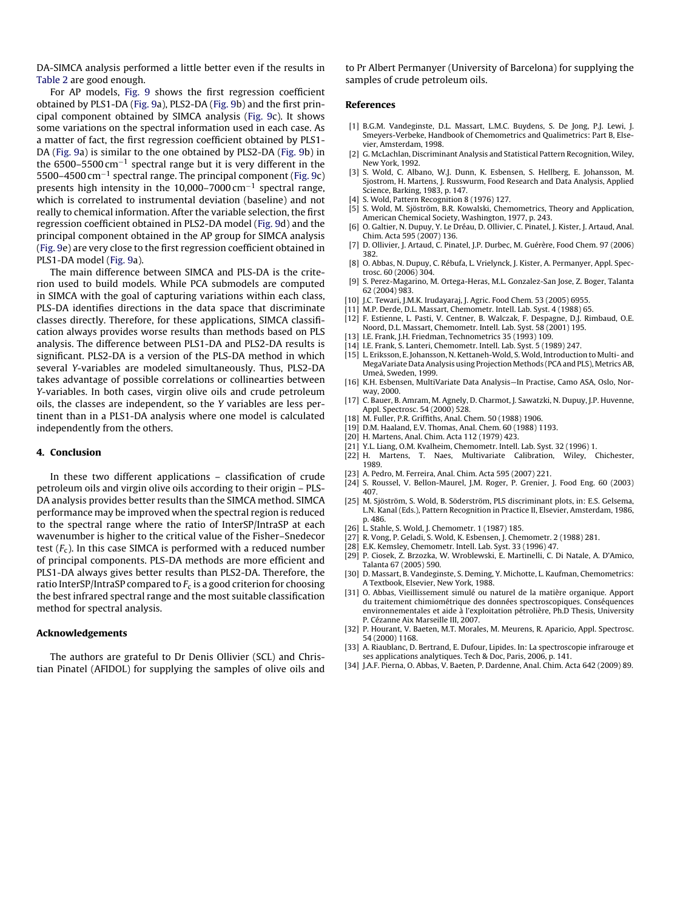DA-SIMCA analysis performed a little better even if the results in Table 2 are good enough.

For AP models, Fig. 9 shows the first regression coefficient obtained by PLS1-DA (Fig. 9a), PLS2-DA (Fig. 9b) and the first principal component obtained by SIMCA analysis (Fig. 9c). It shows some variations on the spectral information used in each case. As a matter of fact, the first regression coefficient obtained by PLS1-DA (Fig. 9a) is similar to the one obtained by PLS2-DA (Fig. 9b) in the 6500–5500 $cm^{-1}$ spectral range but it is very different in the 5500–4500 $cm^{-1}$ spectral range. The principal component (Fig. 9c) presents high intensity in the 10,000–7000 $cm^{-1}$ spectral range, which is correlated to instrumental deviation (baseline) and not really to chemical information. After the variable selection, the first regression coefficient obtained in PLS2-DA model (Fig. 9d) and the principal component obtained in the AP group for SIMCA analysis (Fig. 9e) are very close to the first regression coefficient obtained in PLS1-DA model (Fig. 9a).

The main difference between SIMCA and PLS-DA is the criterion used to build models. While PCA submodels are computed in SIMCA with the goal of capturing variations within each class, PLS-DA identifies directions in the data space that discriminate classes directly. Therefore, for these applications, SIMCA classification always provides worse results than methods based on PLS analysis. The difference between PLS1-DA and PLS2-DA results is significant. PLS2-DA is a version of the PLS-DA method in which several *Y*-variables are modeled simultaneously. Thus, PLS2-DA takes advantage of possible correlations or collinearties between *Y*-variables. In both cases, virgin olive oils and crude petroleum oils, the classes are independent, so the *Y* variables are less pertinent than in a PLS1-DA analysis where one model is calculated independently from the others.

## 4. Conclusion

In these two different applications – classification of crude petroleum oils and virgin olive oils according to their origin – PLS-DA analysis provides better results than the SIMCA method. SIMCA performance may be improved when the spectral region is reduced to the spectral range where the ratio of InterSP/IntraSP at each wavenumber is higher to the critical value of the Fisher–Snedecor test ($F_c$). In this case SIMCA is performed with a reduced number of principal components. PLS-DA methods are more efficient and PLS1-DA always gives better results than PLS2-DA. Therefore, the ratio InterSP/IntraSP compared to $F_c$ is a good criterion for choosing the best infrared spectral range and the most suitable classification method for spectral analysis.

## Acknowledgements

The authors are grateful to Dr Denis Ollivier (SCL) and Christian Pinatel (AFIDOL) for supplying the samples of olive oils and to Pr Albert Permanyer (University of Barcelona) for supplying the samples of crude petroleum oils.

## References

[1] B.G.M. Vandeginste, D.L. Massart, L.M.C. Buydens, S. De Jong, P.J. Lewi, J. Smeyers-Verbeke, Handbook of Chemometrics and Qualimetrics: Part B, Elsevier, Amsterdam, 1998.

[2] G. McLachlan, Discriminant Analysis and Statistical Pattern Recognition, Wiley, New York, 1992.

[3] S. Wold, C. Albano, W.J. Dunn, K. Esbensen, S. Hellberg, E. Johansson, M. Sjostrom, H. Martens, J. Russwurm, Food Research and Data Analysis, Applied Science, Barking, 1983, p. 147.

[4] S. Wold, Pattern Recognition 8 (1976) 127.

[5] S. Wold, M. Sjöström, B.R. Kowalski, Chemometrics, Theory and Application, American Chemical Society, Washington, 1977, p. 243.

[6] O. Galtier, N. Dupuy, Y. Le Dréau, D. Ollivier, C. Pinatel, J. Kister, J. Artaud, Anal. Chim. Acta 595 (2007) 136.

[7] D. Ollivier, J. Artaud, C. Pinatel, J.P. Durbec, M. Guérère, Food Chem. 97 (2006) 382.

[8] O. Abbas, N. Dupuy, C. Rébufa, L. Vrielynck, J. Kister, A. Permanyer, Appl. Spectrosc. 60 (2006) 304.

[9] S. Perez-Magarino, M. Ortega-Heras, M.L. Gonzalez-San Jose, Z. Boger, Talanta 62 (2004) 983.

[10] J.C. Tewari, J.M.K. Irudayaraj, J. Agric. Food Chem. 53 (2005) 6955.

[11] M.P. Derde, D.L. Massart, Chemometr. Intell. Lab. Syst. 4 (1988) 65.

[12] F. Estienne, L. Pasti, V. Centner, B. Walczak, F. Despagne, D.J. Rimbaud, O.E. Noord, D.L. Massart, Chemometr. Intell. Lab. Syst. 58 (2001) 195.

[13] I.E. Frank, J.H. Friedman, Technometrics 35 (1993) 109.

[14] I.E. Frank, S. Lanteri, Chemometr. Intell. Lab. Syst. 5 (1989) 247.

[15] L. Eriksson, E. Johansson, N. Kettaneh-Wold, S. Wold, Introduction to Multi- and MegaVariate Data Analysis using Projection Methods (PCA and PLS), Metrics AB, Umeå, Sweden, 1999.

[16] K.H. Esbensen, MultiVariate Data Analysis—In Practise, Camo ASA, Oslo, Norway, 2000.

[17] C. Bauer, B. Amram, M. Agnely, D. Charmot, J. Sawatzki, N. Dupuy, J.P. Huvenne, Appl. Spectrosc. 54 (2000) 528.

[18] M. Fuller, P.R. Griffiths, Anal. Chem. 50 (1988) 1906.

[19] D.M. Haaland, E.V. Thomas, Anal. Chem. 60 (1988) 1193.

[20] H. Martens, Anal. Chim. Acta 112 (1979) 423.

[21] Y.L. Liang, O.M. Kvalheim, Chemometr. Intell. Lab. Syst. 32 (1996) 1.

[22] H. Martens, T. Naes, Multivariate Calibration, Wiley, Chichester, 1989.

[23] A. Pedro, M. Ferreira, Anal. Chim. Acta 595 (2007) 221.

[24] S. Roussel, V. Bellon-Maurel, J.M. Roger, P. Grenier, J. Food Eng. 60 (2003) 407.

[25] M. Sjöström, S. Wold, B. Söderström, PLS discriminant plots, in: E.S. Gelsema, L.N. Kanal (Eds.), Pattern Recognition in Practice II, Elsevier, Amsterdam, 1986, p. 486.

[26] L. Stahle, S. Wold, J. Chemometr. 1 (1987) 185.

[27] R. Vong, P. Geladi, S. Wold, K. Esbensen, J. Chemometr. 2 (1988) 281.

[28] E.K. Kemsley, Chemometr. Intell. Lab. Syst. 33 (1996) 47.

[29] P. Ciosek, Z. Brzozka, W. Wroblewski, E. Martinelli, C. Di Natale, A. D'Amico, Talanta 67 (2005) 590.

[30] D. Massart, B. Vandeginste, S. Deming, Y. Michotte, L. Kaufman, Chemometrics: A Textbook, Elsevier, New York, 1988.

[31] O. Abbas, Vieillissement simulé ou naturel de la matière organique. Apport du traitement chimiométrique des données spectroscopiques. Conséquences environnementales et aide à l'exploitation pétrolière, Ph.D Thesis, University P. Cézanne Aix Marseille III, 2007.

[32] P. Hourant, V. Baeten, M.T. Morales, M. Meurens, R. Aparicio, Appl. Spectrosc. 54 (2000) 1168.

[33] A. Riaublanc, D. Bertrand, E. Dufour, Lipides. In: La spectroscopie infrarouge et ses applications analytiques. Tech & Doc, Paris, 2006, p. 141.

[34] J.A.F. Pierna, O. Abbas, V. Baeten, P. Dardenne, Anal. Chim. Acta 642 (2009) 89.